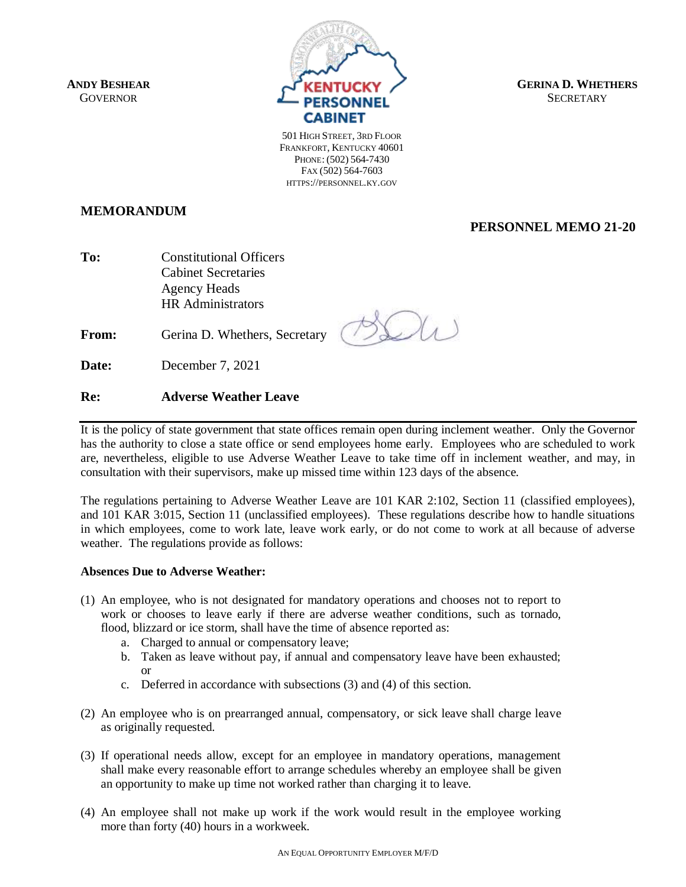**ANDY BESHEAR**
GOVERNOR

**KENTUCKY PERSONNEL CABINET**

501 HIGH STREET, 3RD FLOOR
FRANKFORT, KENTUCKY 40601
PHONE: (502) 564-7430
FAX (502) 564-7603
HTTPS://PERSONNEL.KY.GOV

**GERINA D. WHETHERS**
SECRETARY

## MEMORANDUM

**PERSONNEL MEMO 21-20**

**To:** Constitutional Officers
Cabinet Secretaries
Agency Heads
HR Administrators

**From:** Gerina D. Whethers, Secretary

**Date:** December 7, 2021

**Re:** **Adverse Weather Leave**

---

It is the policy of state government that state offices remain open during inclement weather. Only the Governor has the authority to close a state office or send employees home early. Employees who are scheduled to work are, nevertheless, eligible to use Adverse Weather Leave to take time off in inclement weather, and may, in consultation with their supervisors, make up missed time within 123 days of the absence.

The regulations pertaining to Adverse Weather Leave are 101 KAR 2:102, Section 11 (classified employees), and 101 KAR 3:015, Section 11 (unclassified employees). These regulations describe how to handle situations in which employees, come to work late, leave work early, or do not come to work at all because of adverse weather. The regulations provide as follows:

**Absences Due to Adverse Weather:**

(1) An employee, who is not designated for mandatory operations and chooses not to report to work or chooses to leave early if there are adverse weather conditions, such as tornado, flood, blizzard or ice storm, shall have the time of absence reported as:
   a. Charged to annual or compensatory leave;
   b. Taken as leave without pay, if annual and compensatory leave have been exhausted; or
   c. Deferred in accordance with subsections (3) and (4) of this section.

(2) An employee who is on prearranged annual, compensatory, or sick leave shall charge leave as originally requested.

(3) If operational needs allow, except for an employee in mandatory operations, management shall make every reasonable effort to arrange schedules whereby an employee shall be given an opportunity to make up time not worked rather than charging it to leave.

(4) An employee shall not make up work if the work would result in the employee working more than forty (40) hours in a workweek.

AN EQUAL OPPORTUNITY EMPLOYER M/F/D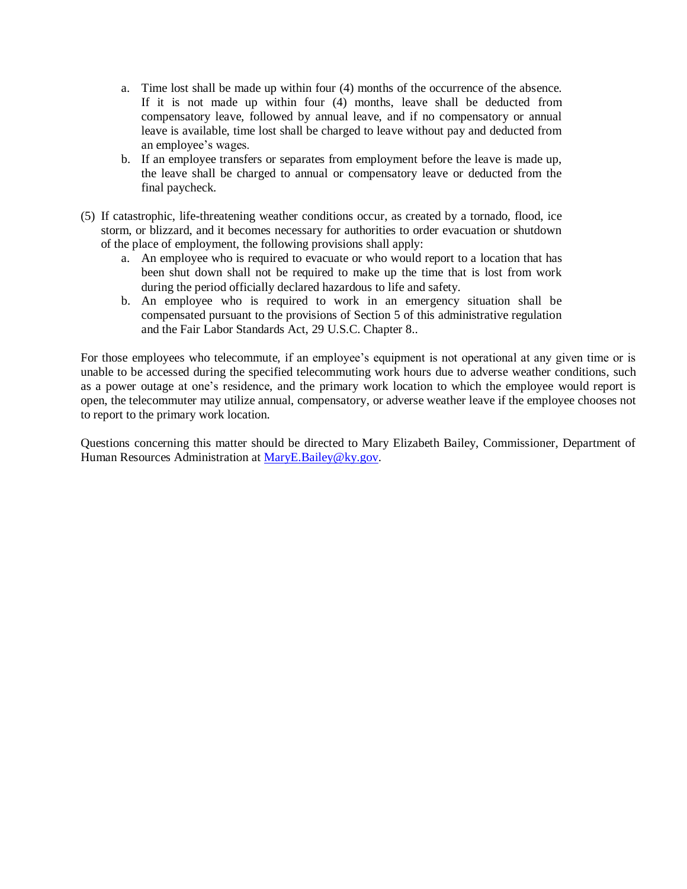a. Time lost shall be made up within four (4) months of the occurrence of the absence. If it is not made up within four (4) months, leave shall be deducted from compensatory leave, followed by annual leave, and if no compensatory or annual leave is available, time lost shall be charged to leave without pay and deducted from an employee's wages.

b. If an employee transfers or separates from employment before the leave is made up, the leave shall be charged to annual or compensatory leave or deducted from the final paycheck.

(5) If catastrophic, life-threatening weather conditions occur, as created by a tornado, flood, ice storm, or blizzard, and it becomes necessary for authorities to order evacuation or shutdown of the place of employment, the following provisions shall apply:

a. An employee who is required to evacuate or who would report to a location that has been shut down shall not be required to make up the time that is lost from work during the period officially declared hazardous to life and safety.

b. An employee who is required to work in an emergency situation shall be compensated pursuant to the provisions of Section 5 of this administrative regulation and the Fair Labor Standards Act, 29 U.S.C. Chapter 8..

For those employees who telecommute, if an employee's equipment is not operational at any given time or is unable to be accessed during the specified telecommuting work hours due to adverse weather conditions, such as a power outage at one's residence, and the primary work location to which the employee would report is open, the telecommuter may utilize annual, compensatory, or adverse weather leave if the employee chooses not to report to the primary work location.

Questions concerning this matter should be directed to Mary Elizabeth Bailey, Commissioner, Department of Human Resources Administration at MaryE.Bailey@ky.gov.